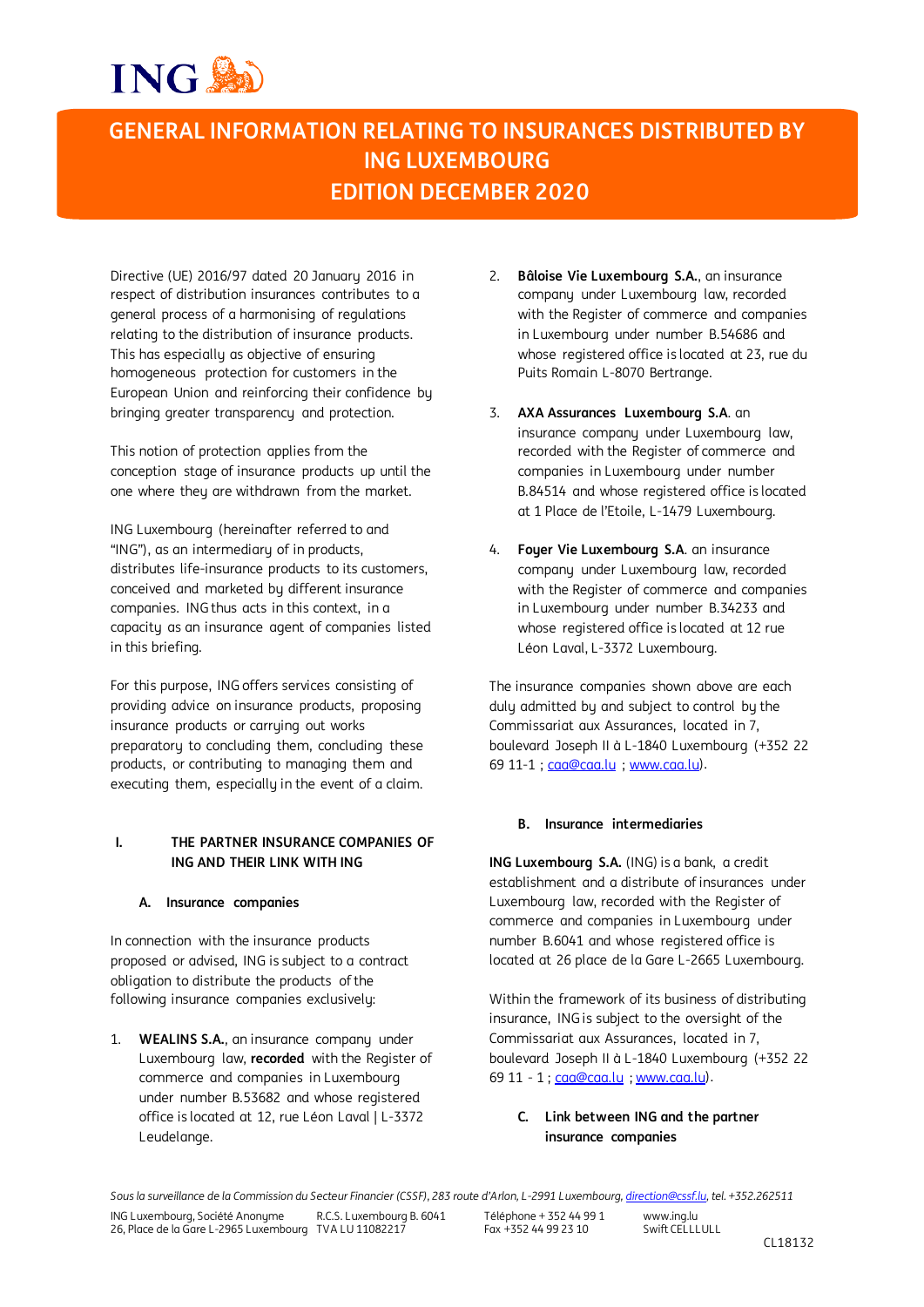# GENERAL INFORMATION RELATING TO INSURANCES DISTRIBUTED BY ING LUXEMBOURG
# EDITION DECEMBER 2020

Directive (UE) 2016/97 dated 20 January 2016 in respect of distribution insurances contributes to a general process of a harmonising of regulations relating to the distribution of insurance products. This has especially as objective of ensuring homogeneous protection for customers in the European Union and reinforcing their confidence by bringing greater transparency and protection.

This notion of protection applies from the conception stage of insurance products up until the one where they are withdrawn from the market.

ING Luxembourg (hereinafter referred to and "ING"), as an intermediary of in products, distributes life-insurance products to its customers, conceived and marketed by different insurance companies. ING thus acts in this context, in a capacity as an insurance agent of companies listed in this briefing.

For this purpose, ING offers services consisting of providing advice on insurance products, proposing insurance products or carrying out works preparatory to concluding them, concluding these products, or contributing to managing them and executing them, especially in the event of a claim.

## I. THE PARTNER INSURANCE COMPANIES OF ING AND THEIR LINK WITH ING

### A. Insurance companies

In connection with the insurance products proposed or advised, ING is subject to a contract obligation to distribute the products of the following insurance companies exclusively:

1. **WEALINS S.A.**, an insurance company under Luxembourg law, **recorded** with the Register of commerce and companies in Luxembourg under number B.53682 and whose registered office is located at 12, rue Léon Laval | L-3372 Leudelange.

2. **Bâloise Vie Luxembourg S.A.**, an insurance company under Luxembourg law, recorded with the Register of commerce and companies in Luxembourg under number B.54686 and whose registered office is located at 23, rue du Puits Romain L-8070 Bertrange.

3. **AXA Assurances Luxembourg S.A**. an insurance company under Luxembourg law, recorded with the Register of commerce and companies in Luxembourg under number B.84514 and whose registered office is located at 1 Place de l'Etoile, L-1479 Luxembourg.

4. **Foyer Vie Luxembourg S.A**. an insurance company under Luxembourg law, recorded with the Register of commerce and companies in Luxembourg under number B.34233 and whose registered office is located at 12 rue Léon Laval, L-3372 Luxembourg.

The insurance companies shown above are each duly admitted by and subject to control by the Commissariat aux Assurances, located in 7, boulevard Joseph II à L-1840 Luxembourg (+352 22 69 11-1 ; caa@caa.lu ; www.caa.lu).

### B. Insurance intermediaries

**ING Luxembourg S.A.** (ING) is a bank, a credit establishment and a distribute of insurances under Luxembourg law, recorded with the Register of commerce and companies in Luxembourg under number B.6041 and whose registered office is located at 26 place de la Gare L-2665 Luxembourg.

Within the framework of its business of distributing insurance, ING is subject to the oversight of the Commissariat aux Assurances, located in 7, boulevard Joseph II à L-1840 Luxembourg (+352 22 69 11 - 1 ; caa@caa.lu ; www.caa.lu).

### C. Link between ING and the partner insurance companies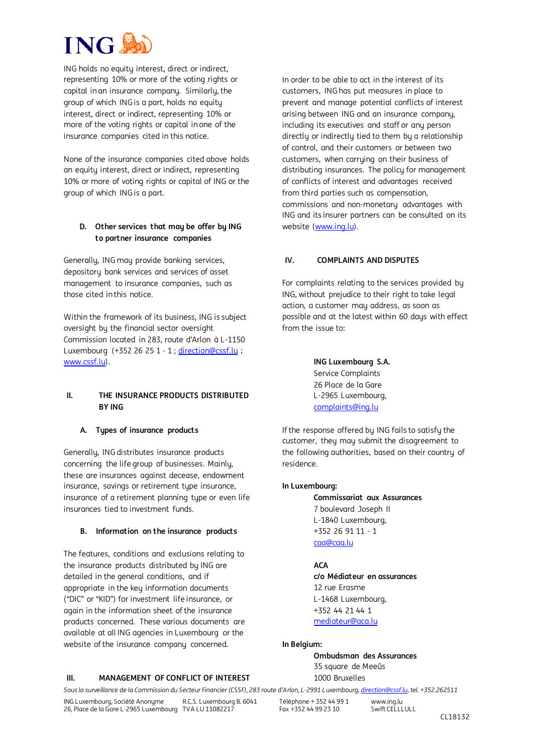ING holds no equity interest, direct or indirect, representing 10% or more of the voting rights or capital in an insurance company. Similarly, the group of which ING is a part, holds no equity interest, direct or indirect, representing 10% or more of the voting rights or capital in one of the insurance companies cited in this notice.

None of the insurance companies cited above holds an equity interest, direct or indirect, representing 10% or more of voting rights or capital of ING or the group of which ING is a part.

### D. Other services that may be offer by ING to partner insurance companies

Generally, ING may provide banking services, depository bank services and services of asset management to insurance companies, such as those cited in this notice.

Within the framework of its business, ING is subject oversight by the financial sector oversight Commission located in 283, route d'Arlon à L-1150 Luxembourg (+352 26 25 1 - 1 ; direction@cssf.lu ; www.cssf.lu).

## II. THE INSURANCE PRODUCTS DISTRIBUTED BY ING

### A. Types of insurance products

Generally, ING distributes insurance products concerning the life group of businesses. Mainly, these are insurances against decease, endowment insurance, savings or retirement type insurance, insurance of a retirement planning type or even life insurances tied to investment funds.

### B. Information on the insurance products

The features, conditions and exclusions relating to the insurance products distributed by ING are detailed in the general conditions, and if appropriate in the key information documents ("DIC" or "KID") for investment life insurance, or again in the information sheet of the insurance products concerned. These various documents are available at all ING agencies in Luxembourg or the website of the insurance company concerned.

## III. MANAGEMENT OF CONFLICT OF INTEREST

In order to be able to act in the interest of its customers, ING has put measures in place to prevent and manage potential conflicts of interest arising between ING and an insurance company, including its executives and staff or any person directly or indirectly tied to them by a relationship of control, and their customers or between two customers, when carrying on their business of distributing insurances. The policy for management of conflicts of interest and advantages received from third parties such as compensation, commissions and non-monetary advantages with ING and its insurer partners can be consulted on its website (www.ing.lu).

## IV. COMPLAINTS AND DISPUTES

For complaints relating to the services provided by ING, without prejudice to their right to take legal action, a customer may address, as soon as possible and at the latest within 60 days with effect from the issue to:

**ING Luxembourg S.A.**  
Service Complaints  
26 Place de la Gare  
L-2965 Luxembourg,  
complaints@ing.lu

If the response offered by ING fails to satisfy the customer, they may submit the disagreement to the following authorities, based on their country of residence.

**In Luxembourg:**

**Commissariat aux Assurances**  
7 boulevard Joseph II  
L-1840 Luxembourg,  
+352 26 91 11 - 1  
caa@caa.lu

**ACA**  
**c/o Médiateur en assurances**  
12 rue Erasme  
L-1468 Luxembourg,  
+352 44 21 44 1  
mediateur@aca.lu

**In Belgium:**

**Ombudsman des Assurances**  
35 square de Meeûs  
1000 Bruxelles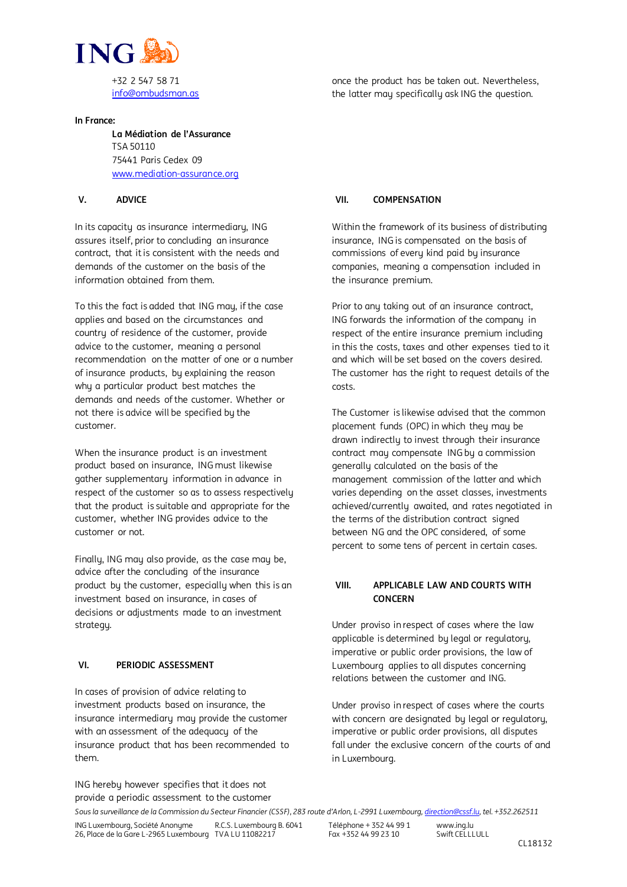+32 2 547 58 71
info@ombudsman.as

**In France:**

**La Médiation de l'Assurance**
TSA 50110
75441 Paris Cedex 09
www.mediation-assurance.org

## V. ADVICE

In its capacity as insurance intermediary, ING assures itself, prior to concluding an insurance contract, that it is consistent with the needs and demands of the customer on the basis of the information obtained from them.

To this the fact is added that ING may, if the case applies and based on the circumstances and country of residence of the customer, provide advice to the customer, meaning a personal recommendation on the matter of one or a number of insurance products, by explaining the reason why a particular product best matches the demands and needs of the customer. Whether or not there is advice will be specified by the customer.

When the insurance product is an investment product based on insurance, ING must likewise gather supplementary information in advance in respect of the customer so as to assess respectively that the product is suitable and appropriate for the customer, whether ING provides advice to the customer or not.

Finally, ING may also provide, as the case may be, advice after the concluding of the insurance product by the customer, especially when this is an investment based on insurance, in cases of decisions or adjustments made to an investment strategy.

## VI. PERIODIC ASSESSMENT

In cases of provision of advice relating to investment products based on insurance, the insurance intermediary may provide the customer with an assessment of the adequacy of the insurance product that has been recommended to them.

ING hereby however specifies that it does not provide a periodic assessment to the customer once the product has be taken out. Nevertheless, the latter may specifically ask ING the question.

## VII. COMPENSATION

Within the framework of its business of distributing insurance, ING is compensated on the basis of commissions of every kind paid by insurance companies, meaning a compensation included in the insurance premium.

Prior to any taking out of an insurance contract, ING forwards the information of the company in respect of the entire insurance premium including in this the costs, taxes and other expenses tied to it and which will be set based on the covers desired. The customer has the right to request details of the costs.

The Customer is likewise advised that the common placement funds (OPC) in which they may be drawn indirectly to invest through their insurance contract may compensate ING by a commission generally calculated on the basis of the management commission of the latter and which varies depending on the asset classes, investments achieved/currently awaited, and rates negotiated in the terms of the distribution contract signed between NG and the OPC considered, of some percent to some tens of percent in certain cases.

## VIII. APPLICABLE LAW AND COURTS WITH CONCERN

Under proviso in respect of cases where the law applicable is determined by legal or regulatory, imperative or public order provisions, the law of Luxembourg applies to all disputes concerning relations between the customer and ING.

Under proviso in respect of cases where the courts with concern are designated by legal or regulatory, imperative or public order provisions, all disputes fall under the exclusive concern of the courts of and in Luxembourg.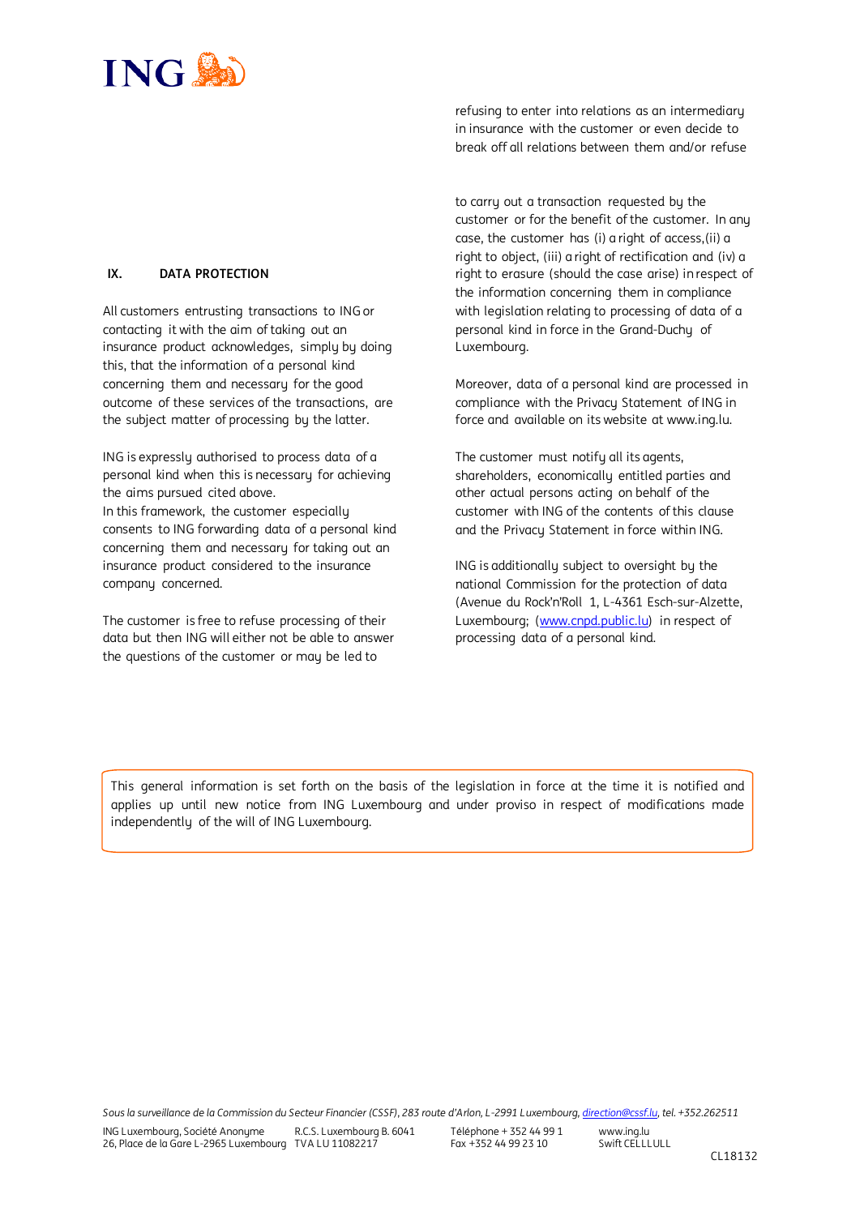## IX. DATA PROTECTION

All customers entrusting transactions to ING or contacting it with the aim of taking out an insurance product acknowledges, simply by doing this, that the information of a personal kind concerning them and necessary for the good outcome of these services of the transactions, are the subject matter of processing by the latter.

ING is expressly authorised to process data of a personal kind when this is necessary for achieving the aims pursued cited above.
In this framework, the customer especially consents to ING forwarding data of a personal kind concerning them and necessary for taking out an insurance product considered to the insurance company concerned.

The customer is free to refuse processing of their data but then ING will either not be able to answer the questions of the customer or may be led to refusing to enter into relations as an intermediary in insurance with the customer or even decide to break off all relations between them and/or refuse to carry out a transaction requested by the customer or for the benefit of the customer. In any case, the customer has (i) a right of access, (ii) a right to object, (iii) a right of rectification and (iv) a right to erasure (should the case arise) in respect of the information concerning them in compliance with legislation relating to processing of data of a personal kind in force in the Grand-Duchy of Luxembourg.

Moreover, data of a personal kind are processed in compliance with the Privacy Statement of ING in force and available on its website at www.ing.lu.

The customer must notify all its agents, shareholders, economically entitled parties and other actual persons acting on behalf of the customer with ING of the contents of this clause and the Privacy Statement in force within ING.

ING is additionally subject to oversight by the national Commission for the protection of data (Avenue du Rock'n'Roll 1, L-4361 Esch-sur-Alzette, Luxembourg; (www.cnpd.public.lu) in respect of processing data of a personal kind.

This general information is set forth on the basis of the legislation in force at the time it is notified and applies up until new notice from ING Luxembourg and under proviso in respect of modifications made independently of the will of ING Luxembourg.